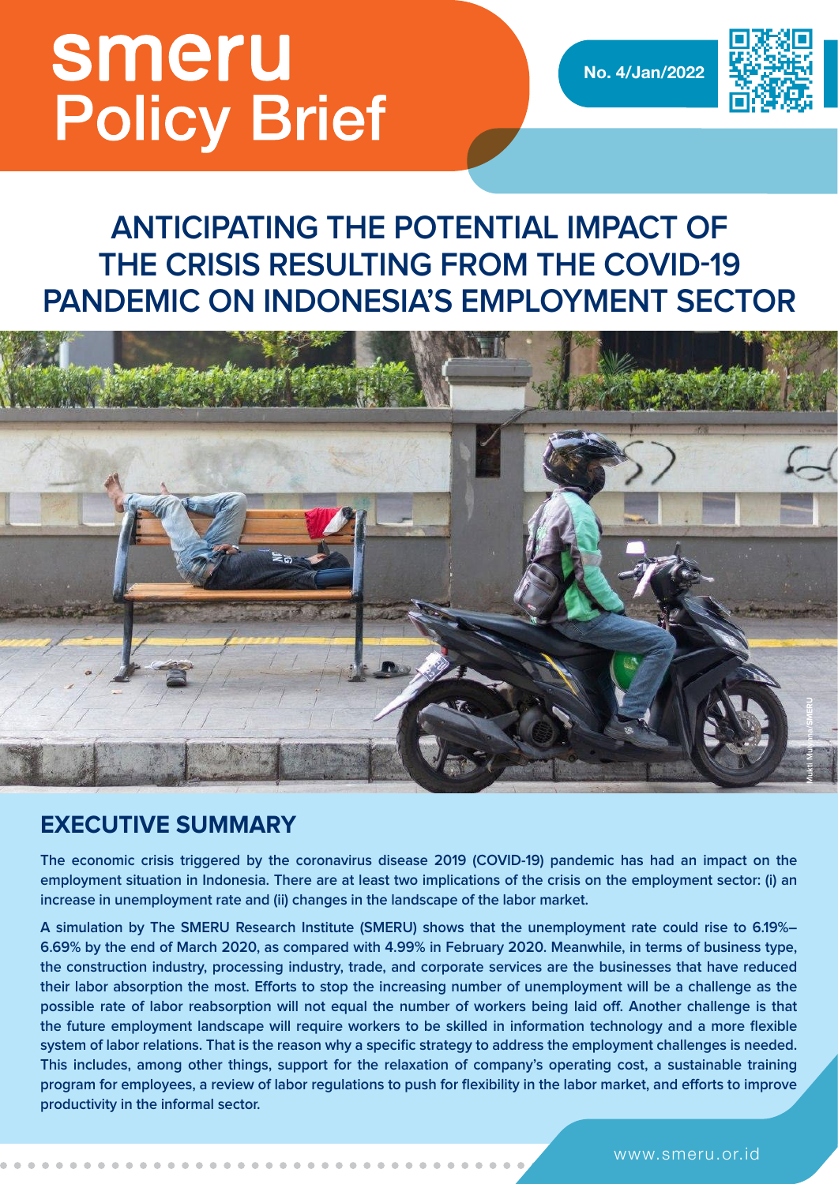# smeru Policy Brief

No. 4/Jan/2022

# ANTICIPATING THE POTENTIAL IMPACT OF THE CRISIS RESULTING FROM THE COVID-19 PANDEMIC ON INDONESIA'S EMPLOYMENT SECTOR

## EXECUTIVE SUMMARY

**The economic crisis triggered by the coronavirus disease 2019 (COVID-19) pandemic has had an impact on the employment situation in Indonesia. There are at least two implications of the crisis on the employment sector: (i) an increase in unemployment rate and (ii) changes in the landscape of the labor market.**

**A simulation by The SMERU Research Institute (SMERU) shows that the unemployment rate could rise to 6.19%–6.69% by the end of March 2020, as compared with 4.99% in February 2020. Meanwhile, in terms of business type, the construction industry, processing industry, trade, and corporate services are the businesses that have reduced their labor absorption the most. Efforts to stop the increasing number of unemployment will be a challenge as the possible rate of labor reabsorption will not equal the number of workers being laid off. Another challenge is that the future employment landscape will require workers to be skilled in information technology and a more flexible system of labor relations. That is the reason why a specific strategy to address the employment challenges is needed. This includes, among other things, support for the relaxation of company's operating cost, a sustainable training program for employees, a review of labor regulations to push for flexibility in the labor market, and efforts to improve productivity in the informal sector.**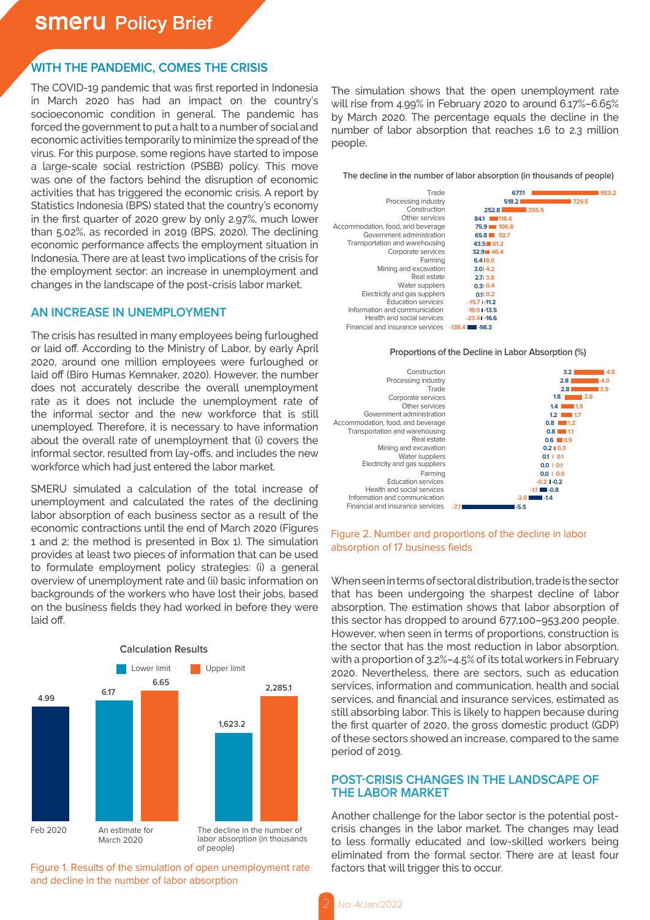## WITH THE PANDEMIC, COMES THE CRISIS

The COVID-19 pandemic that was first reported in Indonesia in March 2020 has had an impact on the country's socioeconomic condition in general. The pandemic has forced the government to put a halt to a number of social and economic activities temporarily to minimize the spread of the virus. For this purpose, some regions have started to impose a large-scale social restriction (PSBB) policy. This move was one of the factors behind the disruption of economic activities that has triggered the economic crisis. A report by Statistics Indonesia (BPS) stated that the country's economy in the first quarter of 2020 grew by only 2.97%, much lower than 5.02%, as recorded in 2019 (BPS, 2020). The declining economic performance affects the employment situation in Indonesia. There are at least two implications of the crisis for the employment sector: an increase in unemployment and changes in the landscape of the post-crisis labor market.

## AN INCREASE IN UNEMPLOYMENT

The crisis has resulted in many employees being furloughed or laid off. According to the Ministry of Labor, by early April 2020, around one million employees were furloughed or laid off (Biro Humas Kemnaker, 2020). However, the number does not accurately describe the overall unemployment rate as it does not include the unemployment rate of the informal sector and the new workforce that is still unemployed. Therefore, it is necessary to have information about the overall rate of unemployment that (i) covers the informal sector, resulted from lay-offs, and includes the new workforce which had just entered the labor market.

SMERU simulated a calculation of the total increase of unemployment and calculated the rates of the declining labor absorption of each business sector as a result of the economic contractions until the end of March 2020 (Figures 1 and 2; the method is presented in Box 1). The simulation provides at least two pieces of information that can be used to formulate employment policy strategies: (i) a general overview of unemployment rate and (ii) basic information on backgrounds of the workers who have lost their jobs, based on the business fields they had worked in before they were laid off.

**Calculation Results**

| | Lower limit | Upper limit |
|---|---|---|
| Feb 2020 | 4.99 | |
| An estimate for March 2020 | 6.17 | 6.65 |
| The decline in the number of labor absorption (in thousands of people) | 1,623.2 | 2,285.1 |

Figure 1. Results of the simulation of open unemployment rate and decline in the number of labor absorption

The simulation shows that the open unemployment rate will rise from 4.99% in February 2020 to around 6.17%–6.65% by March 2020. The percentage equals the decline in the number of labor absorption that reaches 1.6 to 2.3 million people.

**The decline in the number of labor absorption (in thousands of people)**

| Sector | Lower limit | Upper limit |
|---|---|---|
| Trade | 677.1 | 953.2 |
| Processing industry | 518.2 | 729.5 |
| Construction | 252.8 | 355.9 |
| Other services | 84.1 | 118.4 |
| Accommodation, food, and beverage | 75.9 | 106.8 |
| Government administration | 65.8 | 92.7 |
| Transportation and warehousing | 43.5 | 61.2 |
| Corporate services | 32.9 | 46.4 |
| Farming | 6.4 | 9.0 |
| Mining and excavation | 3.0 | 4.2 |
| Real estate | 2.7 | 3.8 |
| Water suppliers | 0.3 | 0.4 |
| Electricity and gas suppliers | 0.1 | 0.2 |
| Education services | -15.7 | -11.2 |
| Information and communication | -19.0 | -13.5 |
| Health and social services | -23.4 | -16.6 |
| Financial and insurance services | -138.4 | -98.3 |

**Proportions of the Decline in Labor Absorption (%)**

| Sector | Lower limit | Upper limit |
|---|---|---|
| Construction | 3.2 | 4.5 |
| Processing industry | 2.8 | 4.0 |
| Trade | 2.8 | 3.9 |
| Corporate services | 1.8 | 2.6 |
| Other services | 1.4 | 1.9 |
| Government administration | 1.2 | 1.7 |
| Accommodation, food, and beverage | 0.8 | 1.2 |
| Transportation and warehousing | 0.8 | 1.1 |
| Real estate | 0.6 | 0.9 |
| Mining and excavation | 0.2 | 0.3 |
| Water suppliers | 0.1 | 0.1 |
| Electricity and gas suppliers | 0.0 | 0.1 |
| Farming | 0.0 | 0.0 |
| Education services | -0.2 | -0.2 |
| Health and social services | -1.1 | -0.8 |
| Information and communication | -2.0 | -1.4 |
| Financial and insurance services | -7.7 | -5.5 |

Figure 2. Number and proportions of the decline in labor absorption of 17 business fields

When seen in terms of sectoral distribution, trade is the sector that has been undergoing the sharpest decline of labor absorption. The estimation shows that labor absorption of this sector has dropped to around 677,100–953,200 people. However, when seen in terms of proportions, construction is the sector that has the most reduction in labor absorption, with a proportion of 3.2%–4.5% of its total workers in February 2020. Nevertheless, there are sectors, such as education services, information and communication, health and social services, and financial and insurance services, estimated as still absorbing labor. This is likely to happen because during the first quarter of 2020, the gross domestic product (GDP) of these sectors showed an increase, compared to the same period of 2019.

## POST-CRISIS CHANGES IN THE LANDSCAPE OF THE LABOR MARKET

Another challenge for the labor sector is the potential post-crisis changes in the labor market. The changes may lead to less formally educated and low-skilled workers being eliminated from the formal sector. There are at least four factors that will trigger this to occur.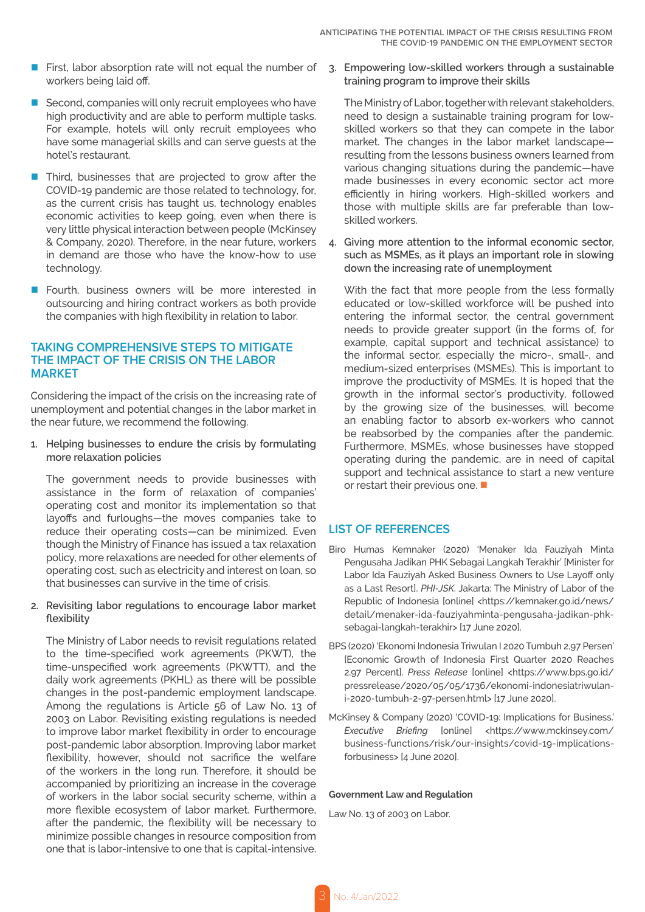- First, labor absorption rate will not equal the number of workers being laid off.
- Second, companies will only recruit employees who have high productivity and are able to perform multiple tasks. For example, hotels will only recruit employees who have some managerial skills and can serve guests at the hotel's restaurant.
- Third, businesses that are projected to grow after the COVID-19 pandemic are those related to technology, for, as the current crisis has taught us, technology enables economic activities to keep going, even when there is very little physical interaction between people (McKinsey & Company, 2020). Therefore, in the near future, workers in demand are those who have the know-how to use technology.
- Fourth, business owners will be more interested in outsourcing and hiring contract workers as both provide the companies with high flexibility in relation to labor.

## TAKING COMPREHENSIVE STEPS TO MITIGATE THE IMPACT OF THE CRISIS ON THE LABOR MARKET

Considering the impact of the crisis on the increasing rate of unemployment and potential changes in the labor market in the near future, we recommend the following.

1. **Helping businesses to endure the crisis by formulating more relaxation policies**

   The government needs to provide businesses with assistance in the form of relaxation of companies' operating cost and monitor its implementation so that layoffs and furloughs—the moves companies take to reduce their operating costs—can be minimized. Even though the Ministry of Finance has issued a tax relaxation policy, more relaxations are needed for other elements of operating cost, such as electricity and interest on loan, so that businesses can survive in the time of crisis.

2. **Revisiting labor regulations to encourage labor market flexibility**

   The Ministry of Labor needs to revisit regulations related to the time-specified work agreements (PKWT), the time-unspecified work agreements (PKWTT), and the daily work agreements (PKHL) as there will be possible changes in the post-pandemic employment landscape. Among the regulations is Article 56 of Law No. 13 of 2003 on Labor. Revisiting existing regulations is needed to improve labor market flexibility in order to encourage post-pandemic labor absorption. Improving labor market flexibility, however, should not sacrifice the welfare of the workers in the long run. Therefore, it should be accompanied by prioritizing an increase in the coverage of workers in the labor social security scheme, within a more flexible ecosystem of labor market. Furthermore, after the pandemic, the flexibility will be necessary to minimize possible changes in resource composition from one that is labor-intensive to one that is capital-intensive.

3. **Empowering low-skilled workers through a sustainable training program to improve their skills**

   The Ministry of Labor, together with relevant stakeholders, need to design a sustainable training program for low-skilled workers so that they can compete in the labor market. The changes in the labor market landscape—resulting from the lessons business owners learned from various changing situations during the pandemic—have made businesses in every economic sector act more efficiently in hiring workers. High-skilled workers and those with multiple skills are far preferable than low-skilled workers.

4. **Giving more attention to the informal economic sector, such as MSMEs, as it plays an important role in slowing down the increasing rate of unemployment**

   With the fact that more people from the less formally educated or low-skilled workforce will be pushed into entering the informal sector, the central government needs to provide greater support (in the forms of, for example, capital support and technical assistance) to the informal sector, especially the micro-, small-, and medium-sized enterprises (MSMEs). This is important to improve the productivity of MSMEs. It is hoped that the growth in the informal sector's productivity, followed by the growing size of the businesses, will become an enabling factor to absorb ex-workers who cannot be reabsorbed by the companies after the pandemic. Furthermore, MSMEs, whose businesses have stopped operating during the pandemic, are in need of capital support and technical assistance to start a new venture or restart their previous one.

## LIST OF REFERENCES

Biro Humas Kemnaker (2020) 'Menaker Ida Fauziyah Minta Pengusaha Jadikan PHK Sebagai Langkah Terakhir' [Minister for Labor Ida Fauziyah Asked Business Owners to Use Layoff only as a Last Resort]. *PHI-JSK*. Jakarta: The Ministry of Labor of the Republic of Indonesia [online] <https://kemnaker.go.id/news/detail/menaker-ida-fauziyahminta-pengusaha-jadikan-phk-sebagai-langkah-terakhir> [17 June 2020].

BPS (2020) 'Ekonomi Indonesia Triwulan I 2020 Tumbuh 2,97 Persen' [Economic Growth of Indonesia First Quarter 2020 Reaches 2.97 Percent]. *Press Release* [online] <https://www.bps.go.id/pressrelease/2020/05/05/1736/ekonomi-indonesiatriwulan-i-2020-tumbuh-2-97-persen.html> [17 June 2020].

McKinsey & Company (2020) 'COVID-19: Implications for Business.' *Executive Briefing* [online] <https://www.mckinsey.com/business-functions/risk/our-insights/covid-19-implications-forbusiness> [4 June 2020].

**Government Law and Regulation**

Law No. 13 of 2003 on Labor.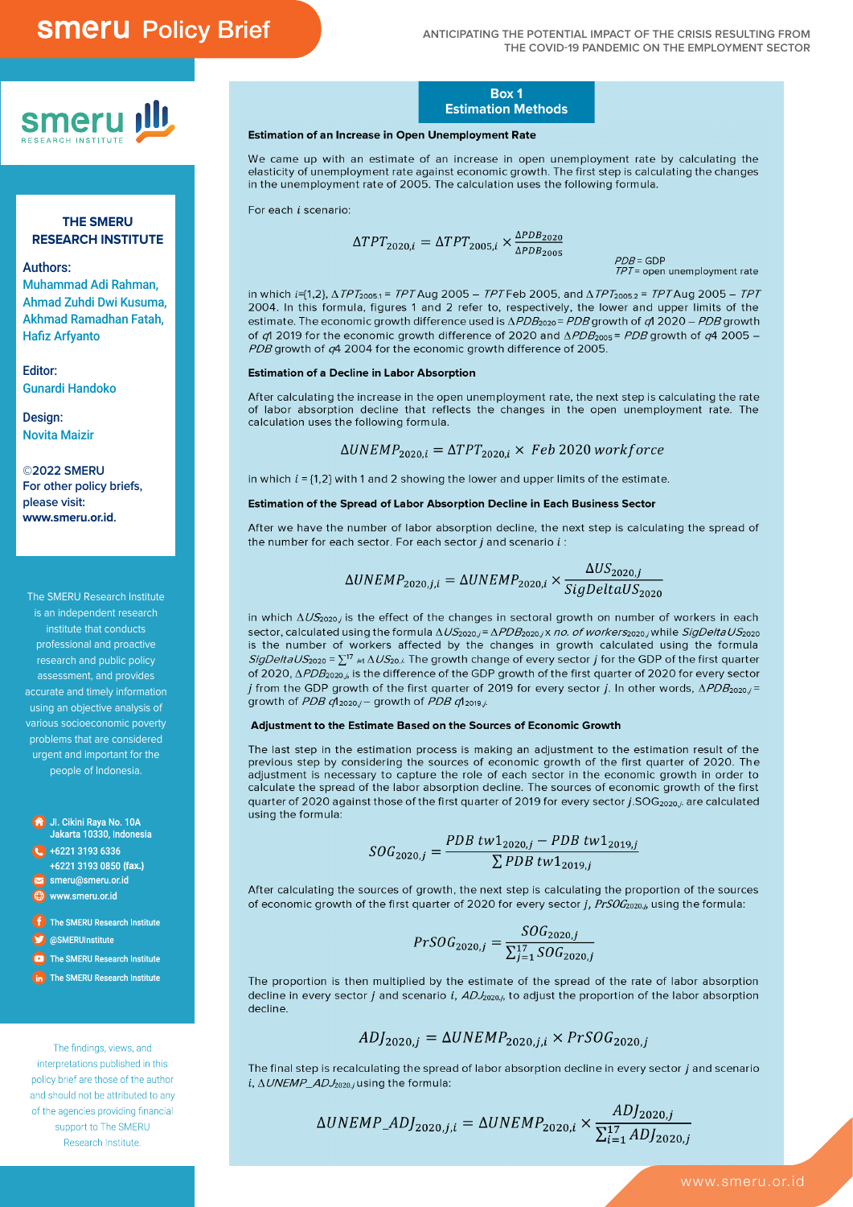THE SMERU RESEARCH INSTITUTE

Authors:
Muhammad Adi Rahman,
Ahmad Zuhdi Dwi Kusuma,
Akhmad Ramadhan Fatah,
Hafiz Arfyanto

Editor:
Gunardi Handoko

Design:
Novita Maizir

©2022 SMERU
For other policy briefs, please visit:
www.smeru.or.id.

The SMERU Research Institute is an independent research institute that conducts professional and proactive research and public policy assessment, and provides accurate and timely information using an objective analysis of various socioeconomic poverty problems that are considered urgent and important for the people of Indonesia.

Jl. Cikini Raya No. 10A
Jakarta 10330, Indonesia
+6221 3193 6336
+6221 3193 0850 (fax.)
smeru@smeru.or.id
www.smeru.or.id

The SMERU Research Institute
@SMERUInstitute
The SMERU Research Institute
The SMERU Research Institute

The findings, views, and interpretations published in this policy brief are those of the author and should not be attributed to any of the agencies providing financial support to The SMERU Research Institute.

## Box 1
## Estimation Methods

**Estimation of an Increase in Open Unemployment Rate**

We came up with an estimate of an increase in open unemployment rate by calculating the elasticity of unemployment rate against economic growth. The first step is calculating the changes in the unemployment rate of 2005. The calculation uses the following formula.

For each $i$ scenario:

$$\Delta TPT_{2020,i} = \Delta TPT_{2005,i} \times \frac{\Delta PDB_{2020}}{\Delta PDB_{2005}}$$

*PDB* = GDP
*TPT* = open unemployment rate

in which $i$={1,2}, $\Delta TPT_{2005.1}$ = *TPT* Aug 2005 – *TPT* Feb 2005, and $\Delta TPT_{2005.2}$ = *TPT* Aug 2005 – *TPT* 2004. In this formula, figures 1 and 2 refer to, respectively, the lower and upper limits of the estimate. The economic growth difference used is $\Delta PDB_{2020}$ = *PDB* growth of *q*1 2020 – *PDB* growth of *q*1 2019 for the economic growth difference of 2020 and $\Delta PDB_{2005}$ = *PDB* growth of *q*4 2005 – *PDB* growth of *q*4 2004 for the economic growth difference of 2005.

**Estimation of a Decline in Labor Absorption**

After calculating the increase in the open unemployment rate, the next step is calculating the rate of labor absorption decline that reflects the changes in the open unemployment rate. The calculation uses the following formula.

$$\Delta UNEMP_{2020,i} = \Delta TPT_{2020,i} \times \ Feb\ 2020\ workforce$$

in which $i$ = {1,2} with 1 and 2 showing the lower and upper limits of the estimate.

**Estimation of the Spread of Labor Absorption Decline in Each Business Sector**

After we have the number of labor absorption decline, the next step is calculating the spread of the number for each sector. For each sector $j$ and scenario $i$ :

$$\Delta UNEMP_{2020,j,i} = \Delta UNEMP_{2020,i} \times \frac{\Delta US_{2020,j}}{SigDeltaUS_{2020}}$$

in which $\Delta US_{2020,j}$ is the effect of the changes in sectoral growth on number of workers in each sector, calculated using the formula $\Delta US_{2020,j} = \Delta PDB_{2020,j} \times$ *no. of workers*$_{2020,j}$ while $SigDeltaUS_{2020}$ is the number of workers affected by the changes in growth calculated using the formula $SigDeltaUS_{2020} = \sum^{17}_{j=1} \Delta US_{2020,j}$. The growth change of every sector $j$ for the GDP of the first quarter of 2020, $\Delta PDB_{2020,j}$, is the difference of the GDP growth of the first quarter of 2020 for every sector $j$ from the GDP growth of the first quarter of 2019 for every sector $j$. In other words, $\Delta PDB_{2020,j}$ = growth of *PDB* $q1_{2020,j}$ – growth of *PDB* $q1_{2019,j}$.

**Adjustment to the Estimate Based on the Sources of Economic Growth**

The last step in the estimation process is making an adjustment to the estimation result of the previous step by considering the sources of economic growth of the first quarter of 2020. The adjustment is necessary to capture the role of each sector in the economic growth in order to calculate the spread of the labor absorption decline. The sources of economic growth of the first quarter of 2020 against those of the first quarter of 2019 for every sector $j$.$SOG_{2020,j}$, are calculated using the formula:

$$SOG_{2020,j} = \frac{PDB\ tw1_{2020,j} - PDB\ tw1_{2019,j}}{\sum PDB\ tw1_{2019,j}}$$

After calculating the sources of growth, the next step is calculating the proportion of the sources of economic growth of the first quarter of 2020 for every sector $j$, $PrSOG_{2020,j}$, using the formula:

$$PrSOG_{2020,j} = \frac{SOG_{2020,j}}{\sum^{17}_{j=1} SOG_{2020,j}}$$

The proportion is then multiplied by the estimate of the spread of the rate of labor absorption decline in every sector $j$ and scenario $i$, $ADJ_{2020,j}$, to adjust the proportion of the labor absorption decline.

$$ADJ_{2020,j} = \Delta UNEMP_{2020,j,i} \times PrSOG_{2020,j}$$

The final step is recalculating the spread of labor absorption decline in every sector $j$ and scenario $i$, $\Delta UNEMP\_ADJ_{2020,j}$ using the formula:

$$\Delta UNEMP\_ADJ_{2020,j,i} = \Delta UNEMP_{2020,i} \times \frac{ADJ_{2020,j}}{\sum^{17}_{i=1} ADJ_{2020,j}}$$